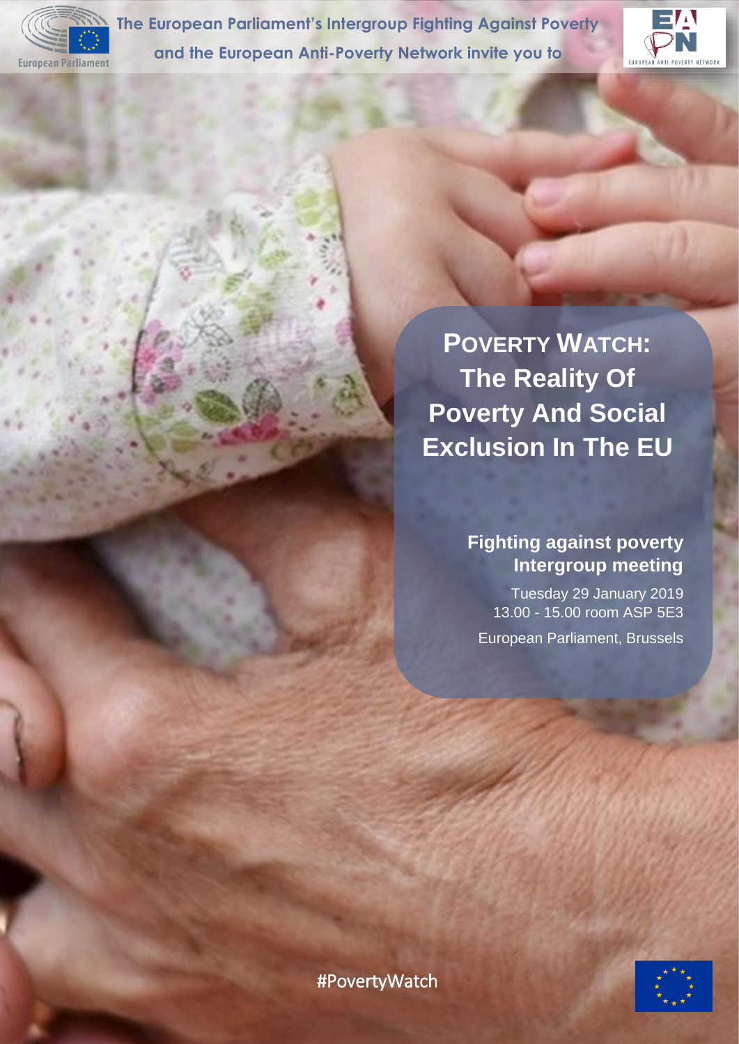The European Parliament's Intergroup Fighting Against Poverty and the European Anti-Poverty Network invite you to

# POVERTY WATCH: The Reality Of Poverty And Social Exclusion In The EU

**Fighting against poverty Intergroup meeting**

Tuesday 29 January 2019
13.00 - 15.00 room ASP 5E3
European Parliament, Brussels

#PovertyWatch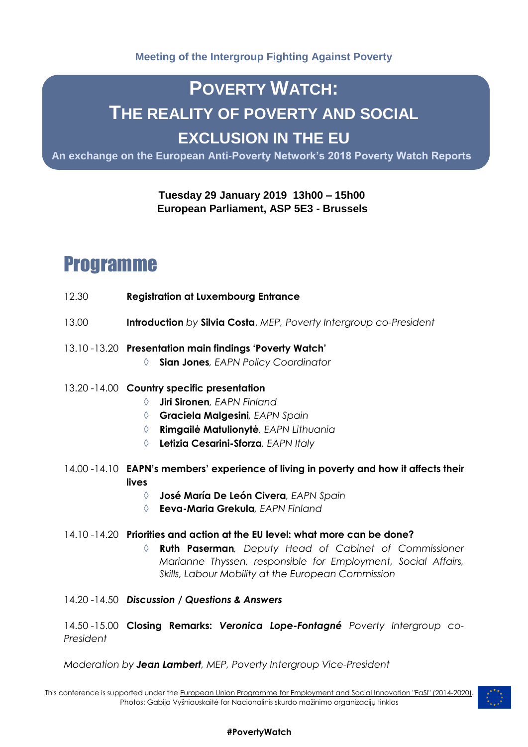Meeting of the Intergroup Fighting Against Poverty

# POVERTY WATCH: THE REALITY OF POVERTY AND SOCIAL EXCLUSION IN THE EU

**An exchange on the European Anti-Poverty Network's 2018 Poverty Watch Reports**

**Tuesday 29 January 2019 13h00 – 15h00**
**European Parliament, ASP 5E3 - Brussels**

## Programme

12.30 **Registration at Luxembourg Entrance**

13.00 **Introduction** *by* **Silvia Costa**, *MEP, Poverty Intergroup co-President*

13.10 -13.20 **Presentation main findings 'Poverty Watch'**

- **Sian Jones***, EAPN Policy Coordinator*

13.20 -14.00 **Country specific presentation**

- **Jiri Sironen***, EAPN Finland*
- **Graciela Malgesini***, EAPN Spain*
- **Rimgailė Matulionytė***, EAPN Lithuania*
- **Letizia Cesarini-Sforza***, EAPN Italy*

14.00 -14.10 **EAPN's members' experience of living in poverty and how it affects their lives**

- **José María De León Civera***, EAPN Spain*
- **Eeva-Maria Grekula***, EAPN Finland*

14.10 -14.20 **Priorities and action at the EU level: what more can be done?**

- **Ruth Paserman***, Deputy Head of Cabinet of Commissioner Marianne Thyssen, responsible for Employment, Social Affairs, Skills, Labour Mobility at the European Commission*

14.20 -14.50 ***Discussion / Questions & Answers***

14.50 -15.00 **Closing Remarks:** ***Veronica Lope-Fontagné*** *Poverty Intergroup co-President*

*Moderation by* ***Jean Lambert****, MEP, Poverty Intergroup Vice-President*

This conference is supported under the European Union Programme for Employment and Social Innovation "EaSI" (2014-2020).
Photos: Gabija Vyšniauskaitė for Nacionalinis skurdo mažinimo organizacijų tinklas

**#PovertyWatch**